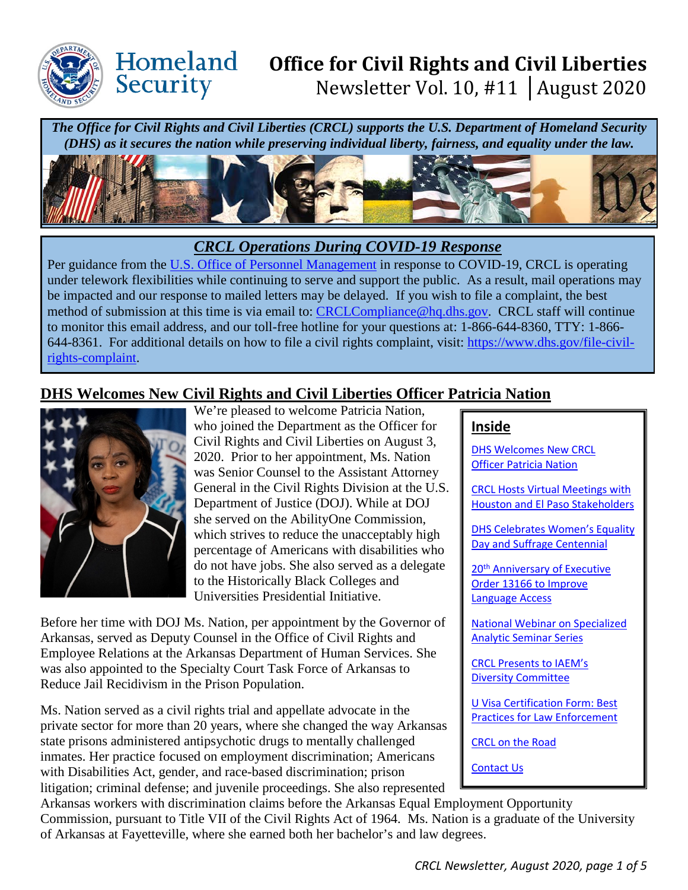# Office for Civil Rights and Civil Liberties

Newsletter Vol. 10, #11 | August 2020

***The Office for Civil Rights and Civil Liberties (CRCL) supports the U.S. Department of Homeland Security (DHS) as it secures the nation while preserving individual liberty, fairness, and equality under the law.***

## *CRCL Operations During COVID-19 Response*

Per guidance from the U.S. Office of Personnel Management in response to COVID-19, CRCL is operating under telework flexibilities while continuing to serve and support the public. As a result, mail operations may be impacted and our response to mailed letters may be delayed. If you wish to file a complaint, the best method of submission at this time is via email to: CRCLCompliance@hq.dhs.gov. CRCL staff will continue to monitor this email address, and our toll-free hotline for your questions at: 1-866-644-8360, TTY: 1-866-644-8361. For additional details on how to file a civil rights complaint, visit: https://www.dhs.gov/file-civil-rights-complaint.

## DHS Welcomes New Civil Rights and Civil Liberties Officer Patricia Nation

We're pleased to welcome Patricia Nation, who joined the Department as the Officer for Civil Rights and Civil Liberties on August 3, 2020. Prior to her appointment, Ms. Nation was Senior Counsel to the Assistant Attorney General in the Civil Rights Division at the U.S. Department of Justice (DOJ). While at DOJ she served on the AbilityOne Commission, which strives to reduce the unacceptably high percentage of Americans with disabilities who do not have jobs. She also served as a delegate to the Historically Black Colleges and Universities Presidential Initiative.

Before her time with DOJ Ms. Nation, per appointment by the Governor of Arkansas, served as Deputy Counsel in the Office of Civil Rights and Employee Relations at the Arkansas Department of Human Services. She was also appointed to the Specialty Court Task Force of Arkansas to Reduce Jail Recidivism in the Prison Population.

Ms. Nation served as a civil rights trial and appellate advocate in the private sector for more than 20 years, where she changed the way Arkansas state prisons administered antipsychotic drugs to mentally challenged inmates. Her practice focused on employment discrimination; Americans with Disabilities Act, gender, and race-based discrimination; prison litigation; criminal defense; and juvenile proceedings. She also represented Arkansas workers with discrimination claims before the Arkansas Equal Employment Opportunity Commission, pursuant to Title VII of the Civil Rights Act of 1964. Ms. Nation is a graduate of the University of Arkansas at Fayetteville, where she earned both her bachelor's and law degrees.

### Inside

- DHS Welcomes New CRCL Officer Patricia Nation
- CRCL Hosts Virtual Meetings with Houston and El Paso Stakeholders
- DHS Celebrates Women's Equality Day and Suffrage Centennial
- 20th Anniversary of Executive Order 13166 to Improve Language Access
- National Webinar on Specialized Analytic Seminar Series
- CRCL Presents to IAEM's Diversity Committee
- U Visa Certification Form: Best Practices for Law Enforcement
- CRCL on the Road
- Contact Us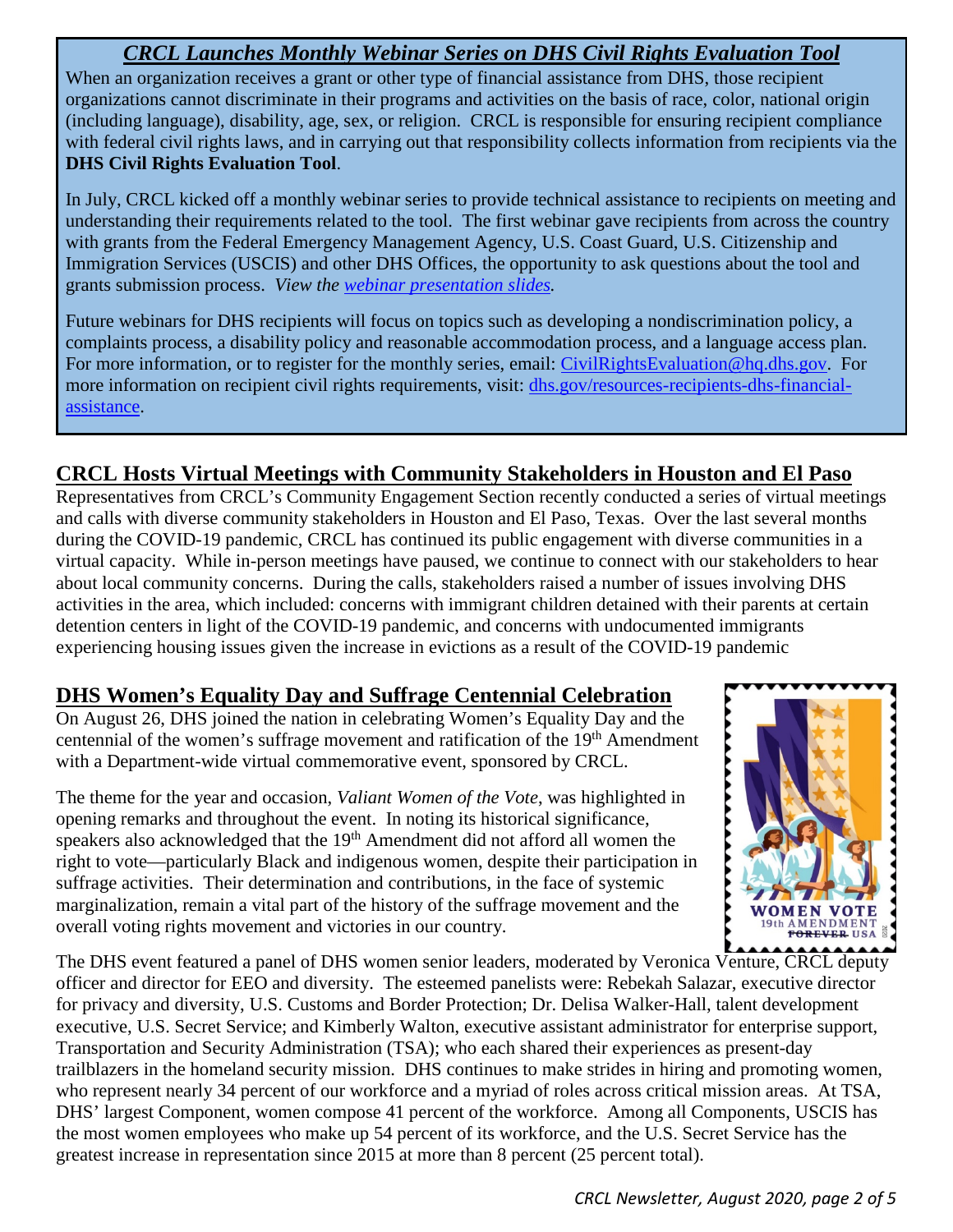## *CRCL Launches Monthly Webinar Series on DHS Civil Rights Evaluation Tool*

When an organization receives a grant or other type of financial assistance from DHS, those recipient organizations cannot discriminate in their programs and activities on the basis of race, color, national origin (including language), disability, age, sex, or religion. CRCL is responsible for ensuring recipient compliance with federal civil rights laws, and in carrying out that responsibility collects information from recipients via the **DHS Civil Rights Evaluation Tool**.

In July, CRCL kicked off a monthly webinar series to provide technical assistance to recipients on meeting and understanding their requirements related to the tool. The first webinar gave recipients from across the country with grants from the Federal Emergency Management Agency, U.S. Coast Guard, U.S. Citizenship and Immigration Services (USCIS) and other DHS Offices, the opportunity to ask questions about the tool and grants submission process. *View the webinar presentation slides.*

Future webinars for DHS recipients will focus on topics such as developing a nondiscrimination policy, a complaints process, a disability policy and reasonable accommodation process, and a language access plan. For more information, or to register for the monthly series, email: CivilRightsEvaluation@hq.dhs.gov. For more information on recipient civil rights requirements, visit: dhs.gov/resources-recipients-dhs-financial-assistance.

## CRCL Hosts Virtual Meetings with Community Stakeholders in Houston and El Paso

Representatives from CRCL's Community Engagement Section recently conducted a series of virtual meetings and calls with diverse community stakeholders in Houston and El Paso, Texas. Over the last several months during the COVID-19 pandemic, CRCL has continued its public engagement with diverse communities in a virtual capacity. While in-person meetings have paused, we continue to connect with our stakeholders to hear about local community concerns. During the calls, stakeholders raised a number of issues involving DHS activities in the area, which included: concerns with immigrant children detained with their parents at certain detention centers in light of the COVID-19 pandemic, and concerns with undocumented immigrants experiencing housing issues given the increase in evictions as a result of the COVID-19 pandemic

## DHS Women's Equality Day and Suffrage Centennial Celebration

On August 26, DHS joined the nation in celebrating Women's Equality Day and the centennial of the women's suffrage movement and ratification of the 19th Amendment with a Department-wide virtual commemorative event, sponsored by CRCL.

The theme for the year and occasion, *Valiant Women of the Vote,* was highlighted in opening remarks and throughout the event. In noting its historical significance, speakers also acknowledged that the 19th Amendment did not afford all women the right to vote—particularly Black and indigenous women, despite their participation in suffrage activities. Their determination and contributions, in the face of systemic marginalization, remain a vital part of the history of the suffrage movement and the overall voting rights movement and victories in our country.

The DHS event featured a panel of DHS women senior leaders, moderated by Veronica Venture, CRCL deputy officer and director for EEO and diversity. The esteemed panelists were: Rebekah Salazar, executive director for privacy and diversity, U.S. Customs and Border Protection; Dr. Delisa Walker-Hall, talent development executive, U.S. Secret Service; and Kimberly Walton, executive assistant administrator for enterprise support, Transportation and Security Administration (TSA); who each shared their experiences as present-day trailblazers in the homeland security mission. DHS continues to make strides in hiring and promoting women, who represent nearly 34 percent of our workforce and a myriad of roles across critical mission areas. At TSA, DHS' largest Component, women compose 41 percent of the workforce. Among all Components, USCIS has the most women employees who make up 54 percent of its workforce, and the U.S. Secret Service has the greatest increase in representation since 2015 at more than 8 percent (25 percent total).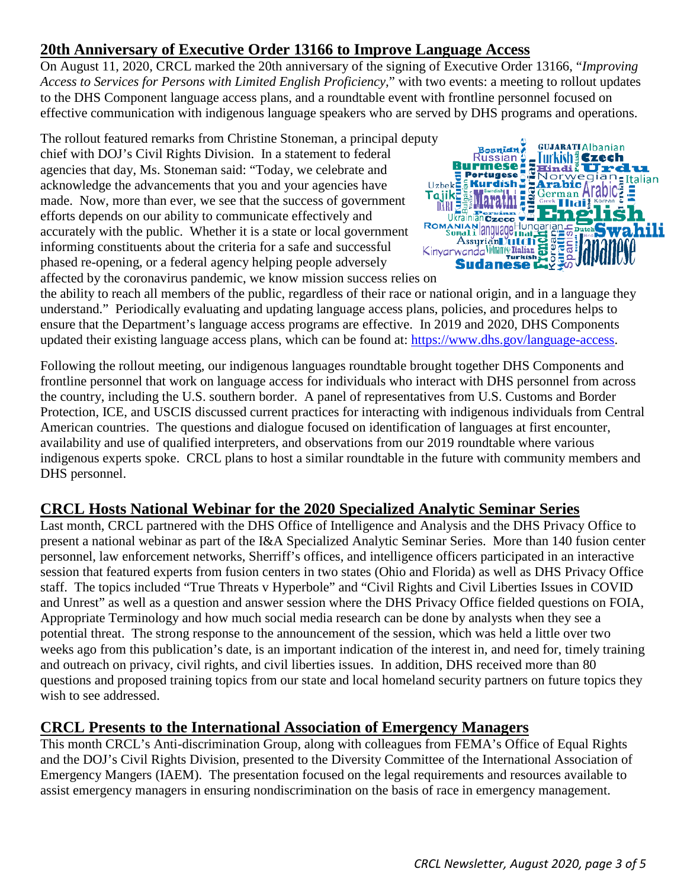## 20th Anniversary of Executive Order 13166 to Improve Language Access

On August 11, 2020, CRCL marked the 20th anniversary of the signing of Executive Order 13166, "*Improving Access to Services for Persons with Limited English Proficiency*," with two events: a meeting to rollout updates to the DHS Component language access plans, and a roundtable event with frontline personnel focused on effective communication with indigenous language speakers who are served by DHS programs and operations.

The rollout featured remarks from Christine Stoneman, a principal deputy chief with DOJ's Civil Rights Division. In a statement to federal agencies that day, Ms. Stoneman said: "Today, we celebrate and acknowledge the advancements that you and your agencies have made. Now, more than ever, we see that the success of government efforts depends on our ability to communicate effectively and accurately with the public. Whether it is a state or local government informing constituents about the criteria for a safe and successful phased re-opening, or a federal agency helping people adversely affected by the coronavirus pandemic, we know mission success relies on the ability to reach all members of the public, regardless of their race or national origin, and in a language they understand." Periodically evaluating and updating language access plans, policies, and procedures helps to ensure that the Department's language access programs are effective. In 2019 and 2020, DHS Components updated their existing language access plans, which can be found at: https://www.dhs.gov/language-access.

Following the rollout meeting, our indigenous languages roundtable brought together DHS Components and frontline personnel that work on language access for individuals who interact with DHS personnel from across the country, including the U.S. southern border. A panel of representatives from U.S. Customs and Border Protection, ICE, and USCIS discussed current practices for interacting with indigenous individuals from Central American countries. The questions and dialogue focused on identification of languages at first encounter, availability and use of qualified interpreters, and observations from our 2019 roundtable where various indigenous experts spoke. CRCL plans to host a similar roundtable in the future with community members and DHS personnel.

## CRCL Hosts National Webinar for the 2020 Specialized Analytic Seminar Series

Last month, CRCL partnered with the DHS Office of Intelligence and Analysis and the DHS Privacy Office to present a national webinar as part of the I&A Specialized Analytic Seminar Series. More than 140 fusion center personnel, law enforcement networks, Sherriff's offices, and intelligence officers participated in an interactive session that featured experts from fusion centers in two states (Ohio and Florida) as well as DHS Privacy Office staff. The topics included "True Threats v Hyperbole" and "Civil Rights and Civil Liberties Issues in COVID and Unrest" as well as a question and answer session where the DHS Privacy Office fielded questions on FOIA, Appropriate Terminology and how much social media research can be done by analysts when they see a potential threat. The strong response to the announcement of the session, which was held a little over two weeks ago from this publication's date, is an important indication of the interest in, and need for, timely training and outreach on privacy, civil rights, and civil liberties issues. In addition, DHS received more than 80 questions and proposed training topics from our state and local homeland security partners on future topics they wish to see addressed.

## CRCL Presents to the International Association of Emergency Managers

This month CRCL's Anti-discrimination Group, along with colleagues from FEMA's Office of Equal Rights and the DOJ's Civil Rights Division, presented to the Diversity Committee of the International Association of Emergency Mangers (IAEM). The presentation focused on the legal requirements and resources available to assist emergency managers in ensuring nondiscrimination on the basis of race in emergency management.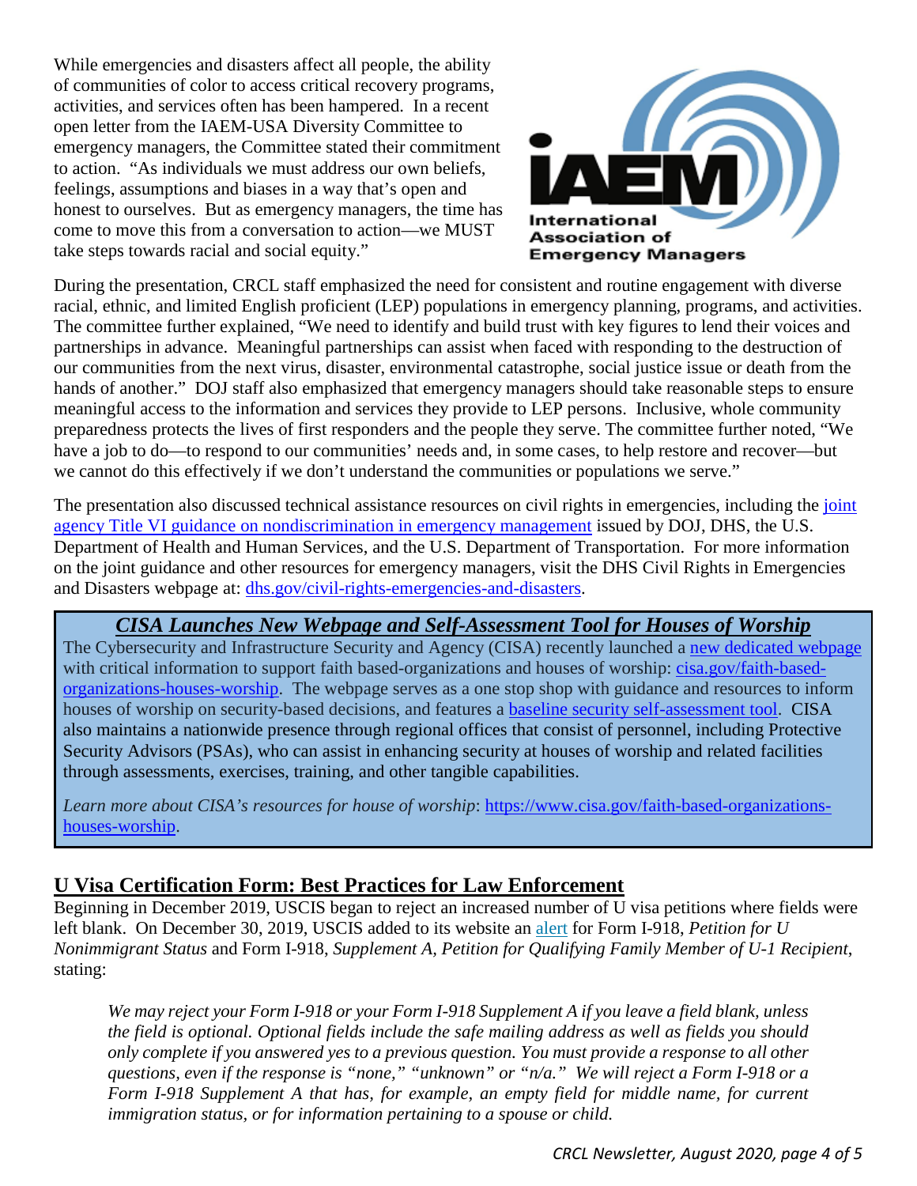While emergencies and disasters affect all people, the ability of communities of color to access critical recovery programs, activities, and services often has been hampered. In a recent open letter from the IAEM-USA Diversity Committee to emergency managers, the Committee stated their commitment to action. "As individuals we must address our own beliefs, feelings, assumptions and biases in a way that's open and honest to ourselves. But as emergency managers, the time has come to move this from a conversation to action—we MUST take steps towards racial and social equity."

During the presentation, CRCL staff emphasized the need for consistent and routine engagement with diverse racial, ethnic, and limited English proficient (LEP) populations in emergency planning, programs, and activities. The committee further explained, "We need to identify and build trust with key figures to lend their voices and partnerships in advance. Meaningful partnerships can assist when faced with responding to the destruction of our communities from the next virus, disaster, environmental catastrophe, social justice issue or death from the hands of another." DOJ staff also emphasized that emergency managers should take reasonable steps to ensure meaningful access to the information and services they provide to LEP persons. Inclusive, whole community preparedness protects the lives of first responders and the people they serve. The committee further noted, "We have a job to do—to respond to our communities' needs and, in some cases, to help restore and recover—but we cannot do this effectively if we don't understand the communities or populations we serve."

The presentation also discussed technical assistance resources on civil rights in emergencies, including the joint agency Title VI guidance on nondiscrimination in emergency management issued by DOJ, DHS, the U.S. Department of Health and Human Services, and the U.S. Department of Transportation. For more information on the joint guidance and other resources for emergency managers, visit the DHS Civil Rights in Emergencies and Disasters webpage at: dhs.gov/civil-rights-emergencies-and-disasters.

## *CISA Launches New Webpage and Self-Assessment Tool for Houses of Worship*

The Cybersecurity and Infrastructure Security and Agency (CISA) recently launched a new dedicated webpage with critical information to support faith based-organizations and houses of worship: cisa.gov/faith-based-organizations-houses-worship. The webpage serves as a one stop shop with guidance and resources to inform houses of worship on security-based decisions, and features a baseline security self-assessment tool. CISA also maintains a nationwide presence through regional offices that consist of personnel, including Protective Security Advisors (PSAs), who can assist in enhancing security at houses of worship and related facilities through assessments, exercises, training, and other tangible capabilities.

*Learn more about CISA's resources for house of worship*: https://www.cisa.gov/faith-based-organizations-houses-worship.

## U Visa Certification Form: Best Practices for Law Enforcement

Beginning in December 2019, USCIS began to reject an increased number of U visa petitions where fields were left blank. On December 30, 2019, USCIS added to its website an alert for Form I-918, *Petition for U Nonimmigrant Status* and Form I-918, *Supplement A, Petition for Qualifying Family Member of U-1 Recipient*, stating:

> *We may reject your Form I-918 or your Form I-918 Supplement A if you leave a field blank, unless the field is optional. Optional fields include the safe mailing address as well as fields you should only complete if you answered yes to a previous question. You must provide a response to all other questions, even if the response is "none," "unknown" or "n/a." We will reject a Form I-918 or a Form I-918 Supplement A that has, for example, an empty field for middle name, for current immigration status, or for information pertaining to a spouse or child.*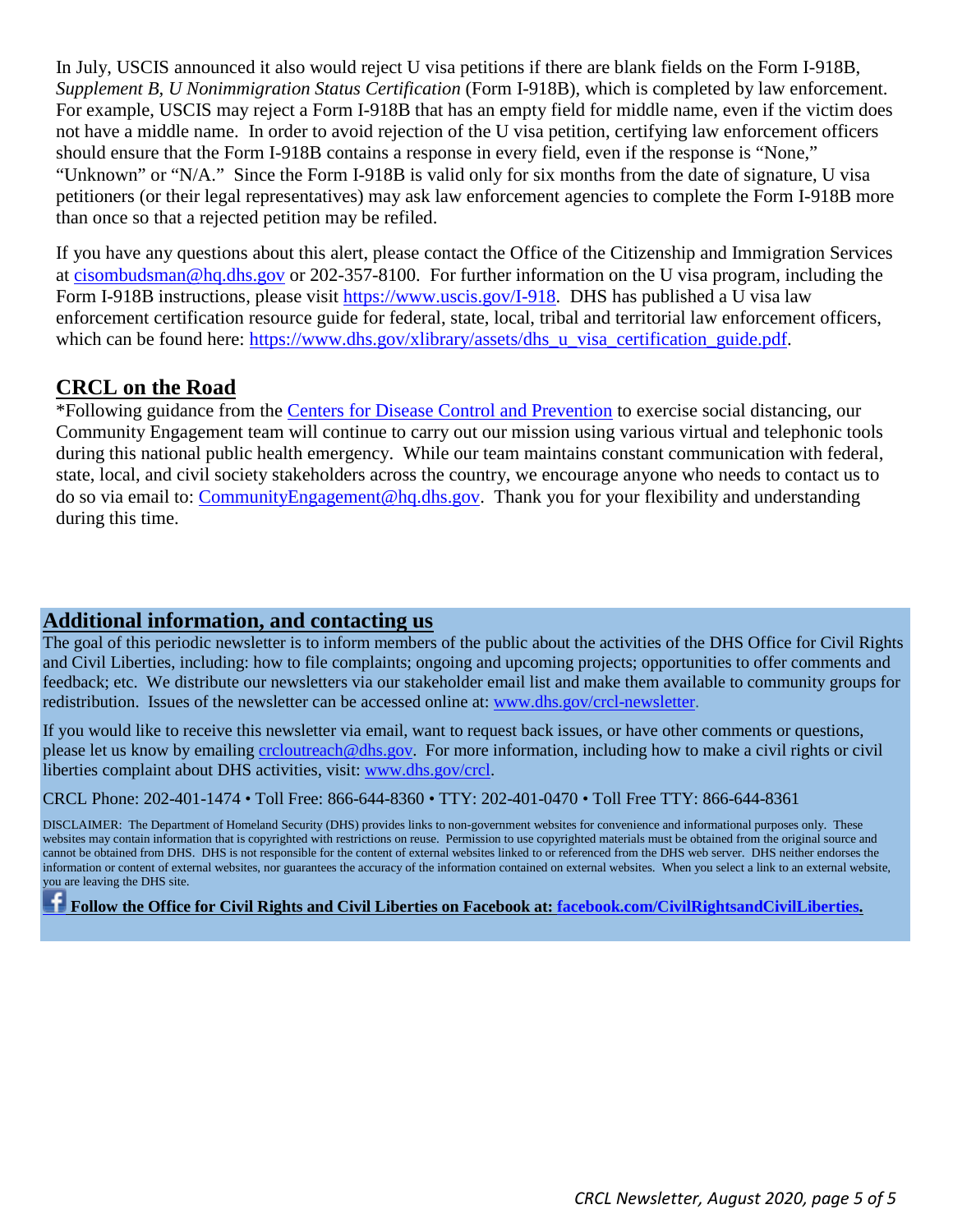In July, USCIS announced it also would reject U visa petitions if there are blank fields on the Form I-918B, *Supplement B, U Nonimmigration Status Certification* (Form I-918B), which is completed by law enforcement. For example, USCIS may reject a Form I-918B that has an empty field for middle name, even if the victim does not have a middle name. In order to avoid rejection of the U visa petition, certifying law enforcement officers should ensure that the Form I-918B contains a response in every field, even if the response is "None," "Unknown" or "N/A." Since the Form I-918B is valid only for six months from the date of signature, U visa petitioners (or their legal representatives) may ask law enforcement agencies to complete the Form I-918B more than once so that a rejected petition may be refiled.

If you have any questions about this alert, please contact the Office of the Citizenship and Immigration Services at cisombudsman@hq.dhs.gov or 202-357-8100. For further information on the U visa program, including the Form I-918B instructions, please visit https://www.uscis.gov/I-918. DHS has published a U visa law enforcement certification resource guide for federal, state, local, tribal and territorial law enforcement officers, which can be found here: https://www.dhs.gov/xlibrary/assets/dhs_u_visa_certification_guide.pdf.

## CRCL on the Road

*Following guidance from the Centers for Disease Control and Prevention to exercise social distancing, our Community Engagement team will continue to carry out our mission using various virtual and telephonic tools during this national public health emergency. While our team maintains constant communication with federal, state, local, and civil society stakeholders across the country, we encourage anyone who needs to contact us to do so via email to: CommunityEngagement@hq.dhs.gov. Thank you for your flexibility and understanding during this time.

## Additional information, and contacting us

The goal of this periodic newsletter is to inform members of the public about the activities of the DHS Office for Civil Rights and Civil Liberties, including: how to file complaints; ongoing and upcoming projects; opportunities to offer comments and feedback; etc. We distribute our newsletters via our stakeholder email list and make them available to community groups for redistribution. Issues of the newsletter can be accessed online at: www.dhs.gov/crcl-newsletter.

If you would like to receive this newsletter via email, want to request back issues, or have other comments or questions, please let us know by emailing crcloutreach@dhs.gov. For more information, including how to make a civil rights or civil liberties complaint about DHS activities, visit: www.dhs.gov/crcl.

CRCL Phone: 202-401-1474 • Toll Free: 866-644-8360 • TTY: 202-401-0470 • Toll Free TTY: 866-644-8361

DISCLAIMER: The Department of Homeland Security (DHS) provides links to non-government websites for convenience and informational purposes only. These websites may contain information that is copyrighted with restrictions on reuse. Permission to use copyrighted materials must be obtained from the original source and cannot be obtained from DHS. DHS is not responsible for the content of external websites linked to or referenced from the DHS web server. DHS neither endorses the information or content of external websites, nor guarantees the accuracy of the information contained on external websites. When you select a link to an external website, you are leaving the DHS site.

**Follow the Office for Civil Rights and Civil Liberties on Facebook at: facebook.com/CivilRightsandCivilLiberties.**